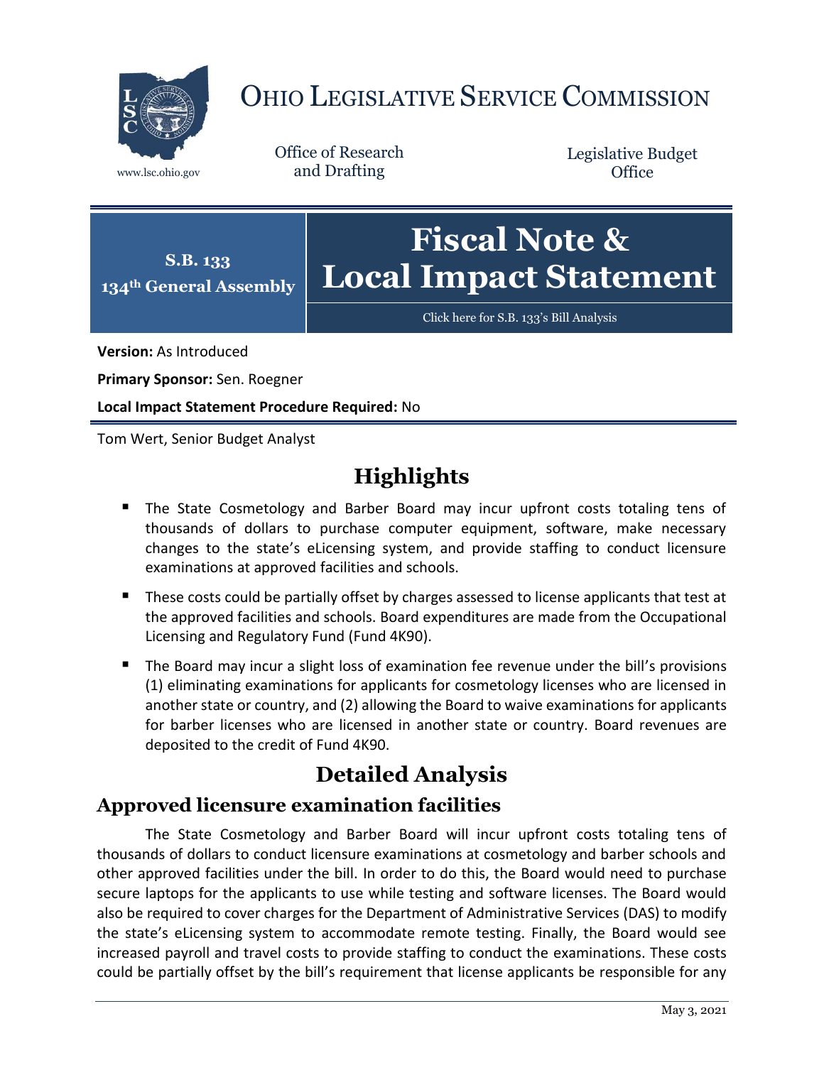# OHIO LEGISLATIVE SERVICE COMMISSION

www.lsc.ohio.gov

Office of Research and Drafting

Legislative Budget Office

**S.B. 133**
**134th General Assembly**

# Fiscal Note & Local Impact Statement

Click here for S.B. 133's Bill Analysis

**Version:** As Introduced

**Primary Sponsor:** Sen. Roegner

**Local Impact Statement Procedure Required:** No

Tom Wert, Senior Budget Analyst

## Highlights

- The State Cosmetology and Barber Board may incur upfront costs totaling tens of thousands of dollars to purchase computer equipment, software, make necessary changes to the state's eLicensing system, and provide staffing to conduct licensure examinations at approved facilities and schools.
- These costs could be partially offset by charges assessed to license applicants that test at the approved facilities and schools. Board expenditures are made from the Occupational Licensing and Regulatory Fund (Fund 4K90).
- The Board may incur a slight loss of examination fee revenue under the bill's provisions (1) eliminating examinations for applicants for cosmetology licenses who are licensed in another state or country, and (2) allowing the Board to waive examinations for applicants for barber licenses who are licensed in another state or country. Board revenues are deposited to the credit of Fund 4K90.

## Detailed Analysis

### Approved licensure examination facilities

The State Cosmetology and Barber Board will incur upfront costs totaling tens of thousands of dollars to conduct licensure examinations at cosmetology and barber schools and other approved facilities under the bill. In order to do this, the Board would need to purchase secure laptops for the applicants to use while testing and software licenses. The Board would also be required to cover charges for the Department of Administrative Services (DAS) to modify the state's eLicensing system to accommodate remote testing. Finally, the Board would see increased payroll and travel costs to provide staffing to conduct the examinations. These costs could be partially offset by the bill's requirement that license applicants be responsible for any

May 3, 2021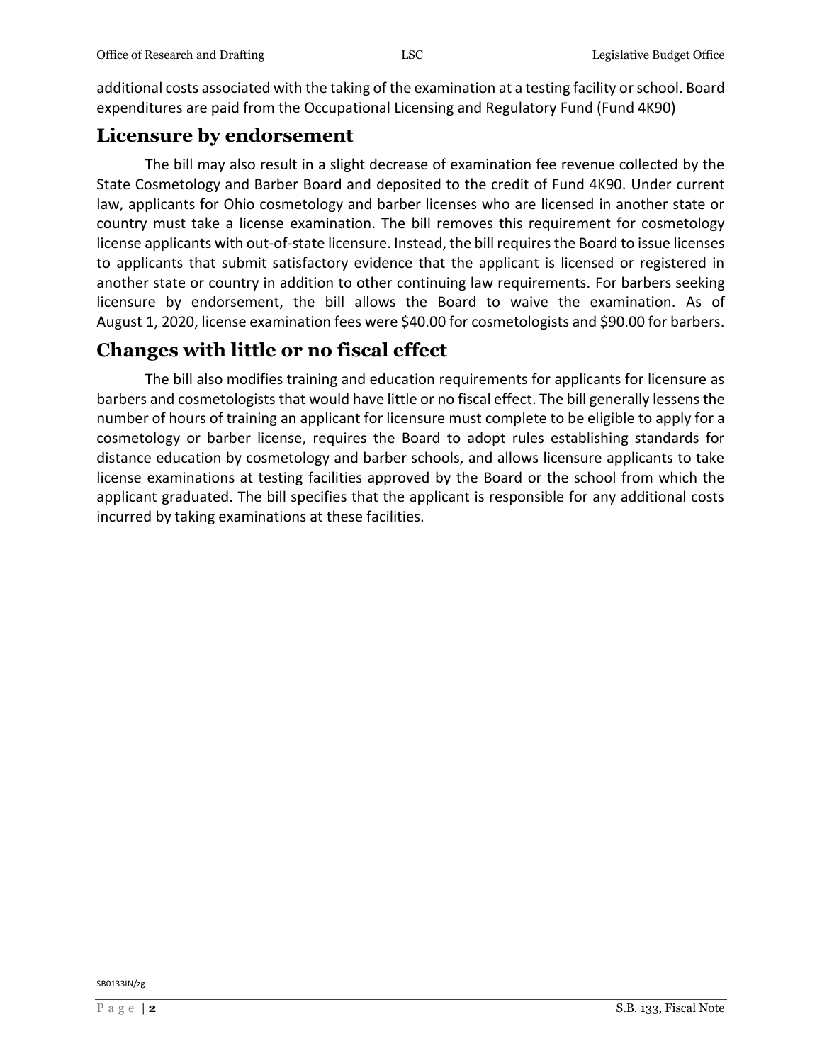additional costs associated with the taking of the examination at a testing facility or school. Board expenditures are paid from the Occupational Licensing and Regulatory Fund (Fund 4K90)

## Licensure by endorsement

The bill may also result in a slight decrease of examination fee revenue collected by the State Cosmetology and Barber Board and deposited to the credit of Fund 4K90. Under current law, applicants for Ohio cosmetology and barber licenses who are licensed in another state or country must take a license examination. The bill removes this requirement for cosmetology license applicants with out-of-state licensure. Instead, the bill requires the Board to issue licenses to applicants that submit satisfactory evidence that the applicant is licensed or registered in another state or country in addition to other continuing law requirements. For barbers seeking licensure by endorsement, the bill allows the Board to waive the examination. As of August 1, 2020, license examination fees were $40.00 for cosmetologists and $90.00 for barbers.

## Changes with little or no fiscal effect

The bill also modifies training and education requirements for applicants for licensure as barbers and cosmetologists that would have little or no fiscal effect. The bill generally lessens the number of hours of training an applicant for licensure must complete to be eligible to apply for a cosmetology or barber license, requires the Board to adopt rules establishing standards for distance education by cosmetology and barber schools, and allows licensure applicants to take license examinations at testing facilities approved by the Board or the school from which the applicant graduated. The bill specifies that the applicant is responsible for any additional costs incurred by taking examinations at these facilities.

SB0133IN/zg